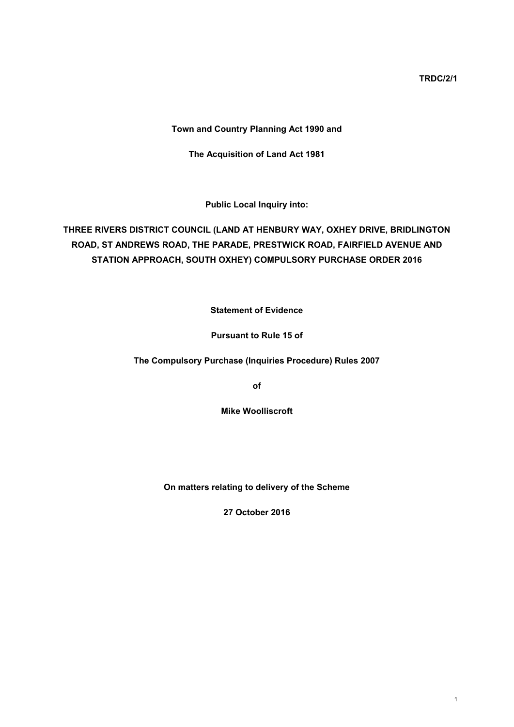**TRDC/2/1**

**Town and Country Planning Act 1990 and**

**The Acquisition of Land Act 1981**

**Public Local Inquiry into:**

**THREE RIVERS DISTRICT COUNCIL (LAND AT HENBURY WAY, OXHEY DRIVE, BRIDLINGTON ROAD, ST ANDREWS ROAD, THE PARADE, PRESTWICK ROAD, FAIRFIELD AVENUE AND STATION APPROACH, SOUTH OXHEY) COMPULSORY PURCHASE ORDER 2016**

**Statement of Evidence**

**Pursuant to Rule 15 of**

**The Compulsory Purchase (Inquiries Procedure) Rules 2007**

**of**

**Mike Woolliscroft**

**On matters relating to delivery of the Scheme**

**27 October 2016**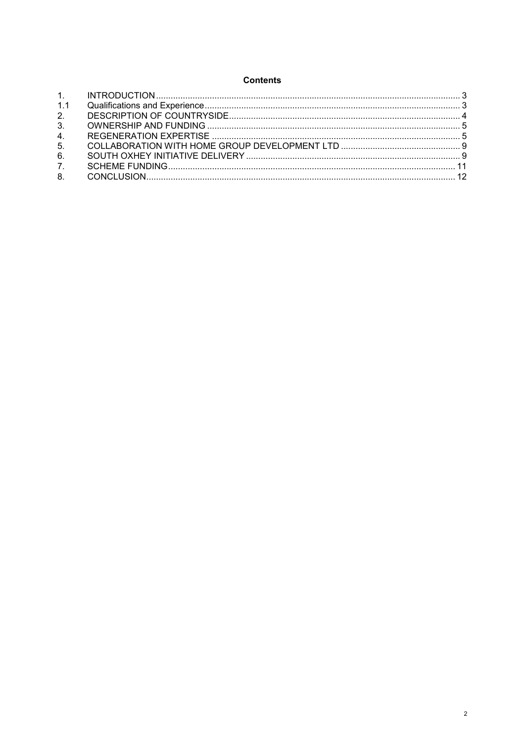## Contents

| | | |
|---|---|---|
| 1. | INTRODUCTION | 3 |
| 1.1 | Qualifications and Experience | 3 |
| 2. | DESCRIPTION OF COUNTRYSIDE | 4 |
| 3. | OWNERSHIP AND FUNDING | 5 |
| 4. | REGENERATION EXPERTISE | 5 |
| 5. | COLLABORATION WITH HOME GROUP DEVELOPMENT LTD | 9 |
| 6. | SOUTH OXHEY INITIATIVE DELIVERY | 9 |
| 7. | SCHEME FUNDING | 11 |
| 8. | CONCLUSION | 12 |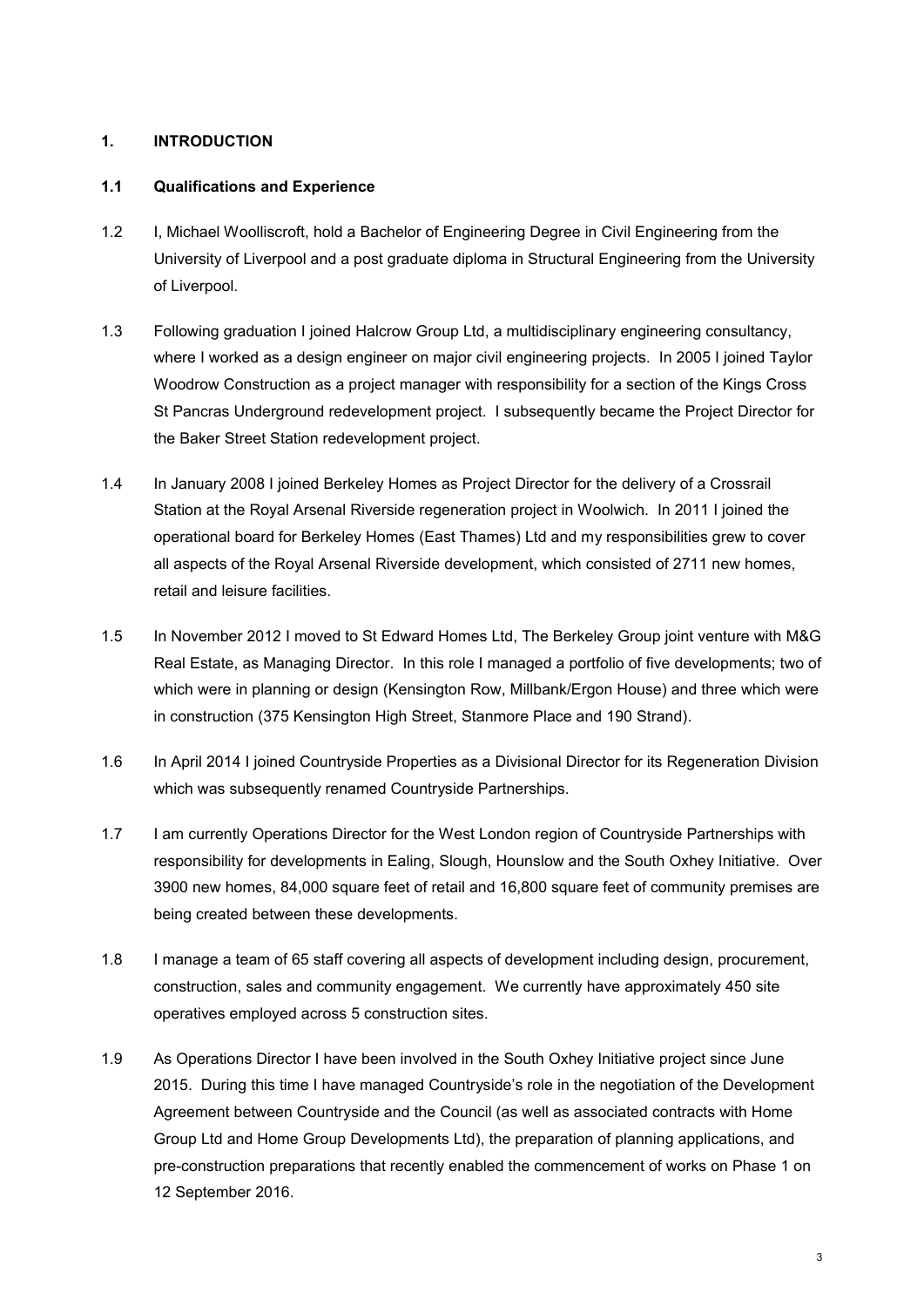## 1. INTRODUCTION

### 1.1 Qualifications and Experience

1.2 I, Michael Woolliscroft, hold a Bachelor of Engineering Degree in Civil Engineering from the University of Liverpool and a post graduate diploma in Structural Engineering from the University of Liverpool.

1.3 Following graduation I joined Halcrow Group Ltd, a multidisciplinary engineering consultancy, where I worked as a design engineer on major civil engineering projects. In 2005 I joined Taylor Woodrow Construction as a project manager with responsibility for a section of the Kings Cross St Pancras Underground redevelopment project. I subsequently became the Project Director for the Baker Street Station redevelopment project.

1.4 In January 2008 I joined Berkeley Homes as Project Director for the delivery of a Crossrail Station at the Royal Arsenal Riverside regeneration project in Woolwich. In 2011 I joined the operational board for Berkeley Homes (East Thames) Ltd and my responsibilities grew to cover all aspects of the Royal Arsenal Riverside development, which consisted of 2711 new homes, retail and leisure facilities.

1.5 In November 2012 I moved to St Edward Homes Ltd, The Berkeley Group joint venture with M&G Real Estate, as Managing Director. In this role I managed a portfolio of five developments; two of which were in planning or design (Kensington Row, Millbank/Ergon House) and three which were in construction (375 Kensington High Street, Stanmore Place and 190 Strand).

1.6 In April 2014 I joined Countryside Properties as a Divisional Director for its Regeneration Division which was subsequently renamed Countryside Partnerships.

1.7 I am currently Operations Director for the West London region of Countryside Partnerships with responsibility for developments in Ealing, Slough, Hounslow and the South Oxhey Initiative. Over 3900 new homes, 84,000 square feet of retail and 16,800 square feet of community premises are being created between these developments.

1.8 I manage a team of 65 staff covering all aspects of development including design, procurement, construction, sales and community engagement. We currently have approximately 450 site operatives employed across 5 construction sites.

1.9 As Operations Director I have been involved in the South Oxhey Initiative project since June 2015. During this time I have managed Countryside's role in the negotiation of the Development Agreement between Countryside and the Council (as well as associated contracts with Home Group Ltd and Home Group Developments Ltd), the preparation of planning applications, and pre-construction preparations that recently enabled the commencement of works on Phase 1 on 12 September 2016.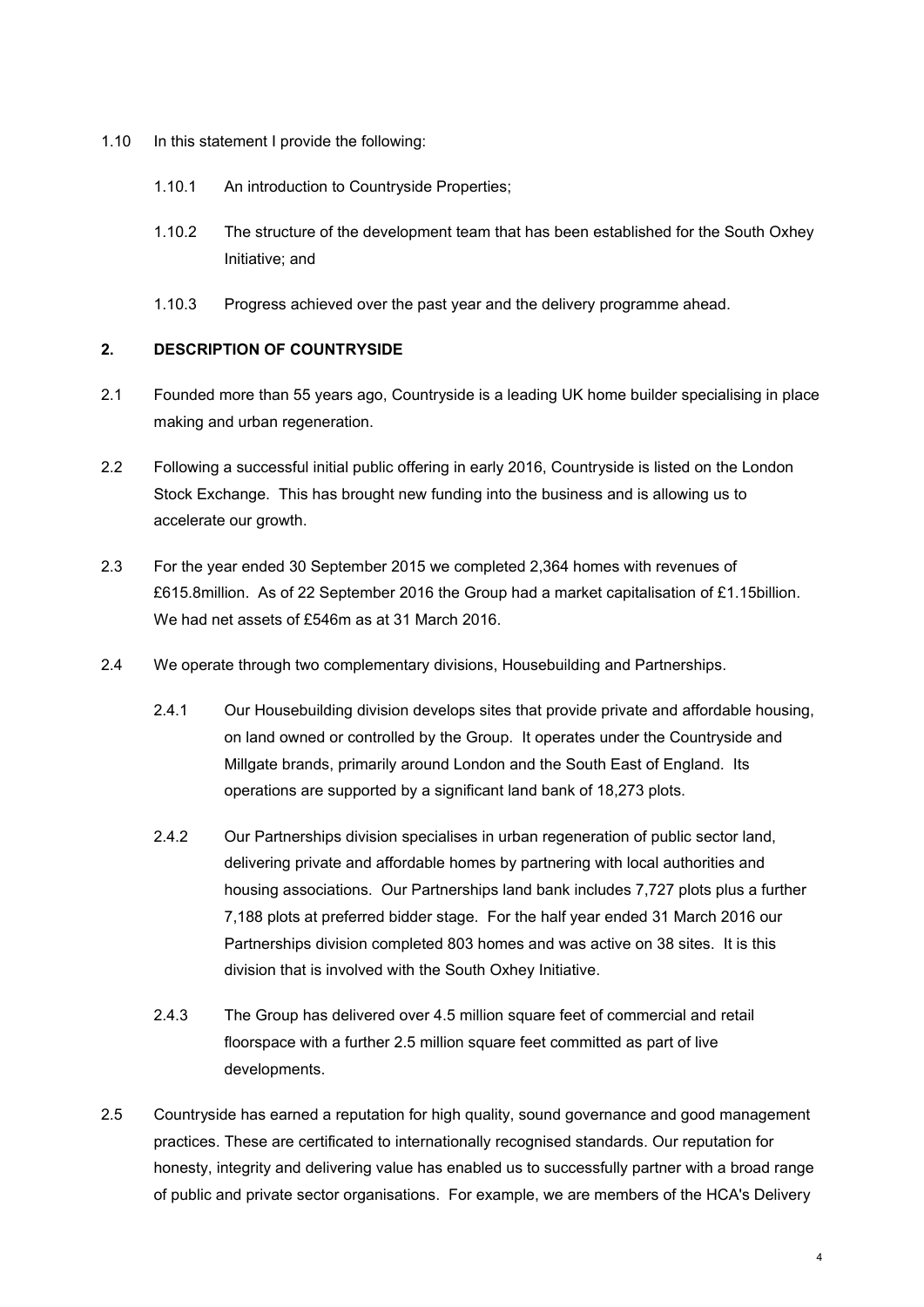1.10 In this statement I provide the following:

1.10.1 An introduction to Countryside Properties;

1.10.2 The structure of the development team that has been established for the South Oxhey Initiative; and

1.10.3 Progress achieved over the past year and the delivery programme ahead.

## 2. DESCRIPTION OF COUNTRYSIDE

2.1 Founded more than 55 years ago, Countryside is a leading UK home builder specialising in place making and urban regeneration.

2.2 Following a successful initial public offering in early 2016, Countryside is listed on the London Stock Exchange. This has brought new funding into the business and is allowing us to accelerate our growth.

2.3 For the year ended 30 September 2015 we completed 2,364 homes with revenues of £615.8million. As of 22 September 2016 the Group had a market capitalisation of £1.15billion. We had net assets of £546m as at 31 March 2016.

2.4 We operate through two complementary divisions, Housebuilding and Partnerships.

2.4.1 Our Housebuilding division develops sites that provide private and affordable housing, on land owned or controlled by the Group. It operates under the Countryside and Millgate brands, primarily around London and the South East of England. Its operations are supported by a significant land bank of 18,273 plots.

2.4.2 Our Partnerships division specialises in urban regeneration of public sector land, delivering private and affordable homes by partnering with local authorities and housing associations. Our Partnerships land bank includes 7,727 plots plus a further 7,188 plots at preferred bidder stage. For the half year ended 31 March 2016 our Partnerships division completed 803 homes and was active on 38 sites. It is this division that is involved with the South Oxhey Initiative.

2.4.3 The Group has delivered over 4.5 million square feet of commercial and retail floorspace with a further 2.5 million square feet committed as part of live developments.

2.5 Countryside has earned a reputation for high quality, sound governance and good management practices. These are certificated to internationally recognised standards. Our reputation for honesty, integrity and delivering value has enabled us to successfully partner with a broad range of public and private sector organisations. For example, we are members of the HCA's Delivery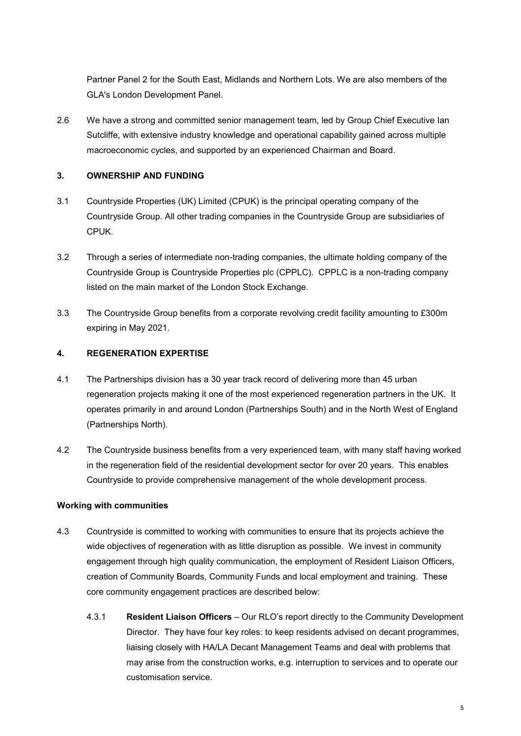Partner Panel 2 for the South East, Midlands and Northern Lots. We are also members of the GLA's London Development Panel.

2.6 We have a strong and committed senior management team, led by Group Chief Executive Ian Sutcliffe, with extensive industry knowledge and operational capability gained across multiple macroeconomic cycles, and supported by an experienced Chairman and Board.

## 3. OWNERSHIP AND FUNDING

3.1 Countryside Properties (UK) Limited (CPUK) is the principal operating company of the Countryside Group. All other trading companies in the Countryside Group are subsidiaries of CPUK.

3.2 Through a series of intermediate non-trading companies, the ultimate holding company of the Countryside Group is Countryside Properties plc (CPPLC). CPPLC is a non-trading company listed on the main market of the London Stock Exchange.

3.3 The Countryside Group benefits from a corporate revolving credit facility amounting to £300m expiring in May 2021.

## 4. REGENERATION EXPERTISE

4.1 The Partnerships division has a 30 year track record of delivering more than 45 urban regeneration projects making it one of the most experienced regeneration partners in the UK. It operates primarily in and around London (Partnerships South) and in the North West of England (Partnerships North).

4.2 The Countryside business benefits from a very experienced team, with many staff having worked in the regeneration field of the residential development sector for over 20 years. This enables Countryside to provide comprehensive management of the whole development process.

### Working with communities

4.3 Countryside is committed to working with communities to ensure that its projects achieve the wide objectives of regeneration with as little disruption as possible. We invest in community engagement through high quality communication, the employment of Resident Liaison Officers, creation of Community Boards, Community Funds and local employment and training. These core community engagement practices are described below:

4.3.1 **Resident Liaison Officers** – Our RLO's report directly to the Community Development Director. They have four key roles: to keep residents advised on decant programmes, liaising closely with HA/LA Decant Management Teams and deal with problems that may arise from the construction works, e.g. interruption to services and to operate our customisation service.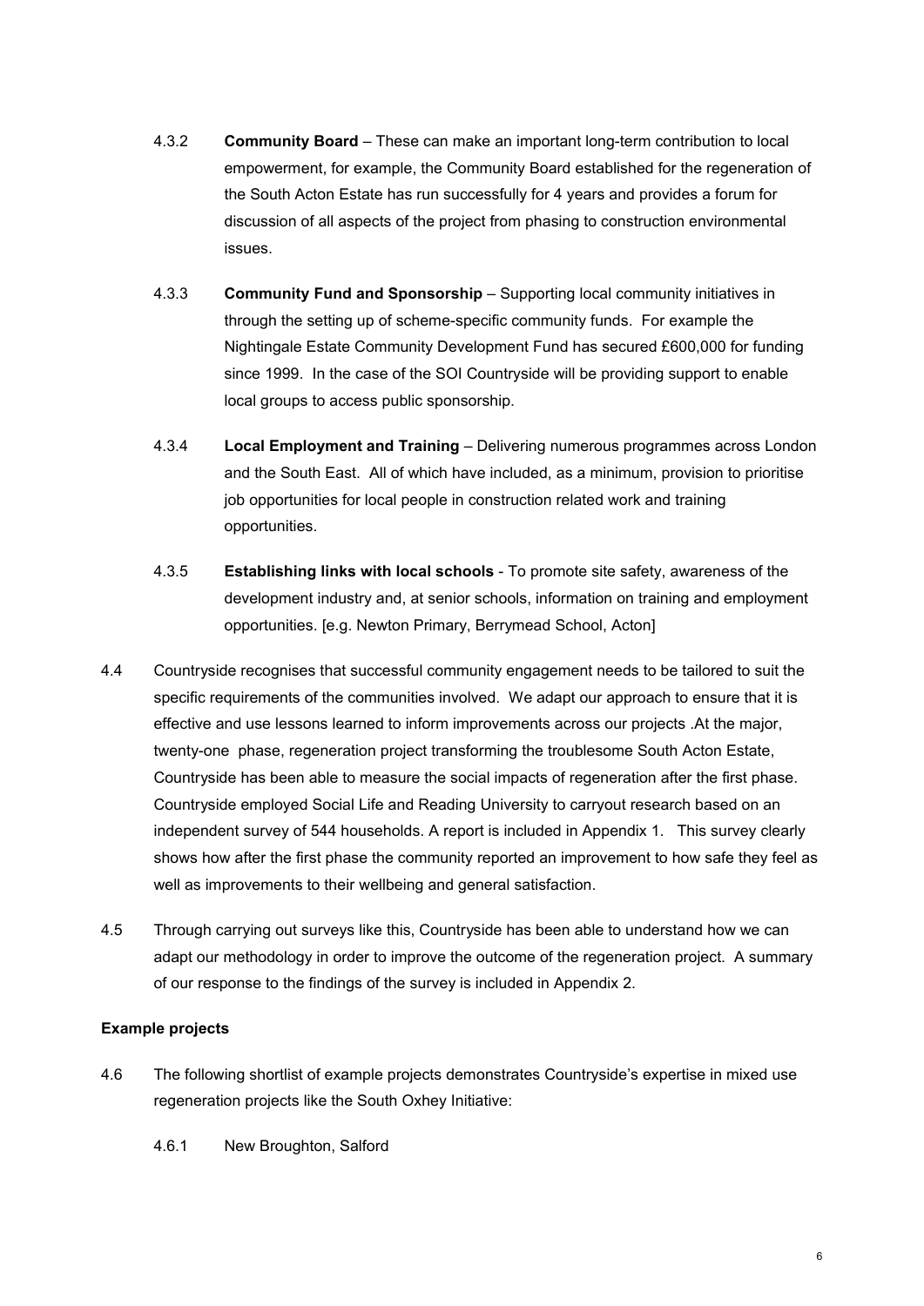4.3.2 **Community Board** – These can make an important long-term contribution to local empowerment, for example, the Community Board established for the regeneration of the South Acton Estate has run successfully for 4 years and provides a forum for discussion of all aspects of the project from phasing to construction environmental issues.

4.3.3 **Community Fund and Sponsorship** – Supporting local community initiatives in through the setting up of scheme-specific community funds. For example the Nightingale Estate Community Development Fund has secured £600,000 for funding since 1999. In the case of the SOI Countryside will be providing support to enable local groups to access public sponsorship.

4.3.4 **Local Employment and Training** – Delivering numerous programmes across London and the South East. All of which have included, as a minimum, provision to prioritise job opportunities for local people in construction related work and training opportunities.

4.3.5 **Establishing links with local schools** - To promote site safety, awareness of the development industry and, at senior schools, information on training and employment opportunities. [e.g. Newton Primary, Berrymead School, Acton]

4.4 Countryside recognises that successful community engagement needs to be tailored to suit the specific requirements of the communities involved. We adapt our approach to ensure that it is effective and use lessons learned to inform improvements across our projects .At the major, twenty-one phase, regeneration project transforming the troublesome South Acton Estate, Countryside has been able to measure the social impacts of regeneration after the first phase. Countryside employed Social Life and Reading University to carryout research based on an independent survey of 544 households. A report is included in Appendix 1. This survey clearly shows how after the first phase the community reported an improvement to how safe they feel as well as improvements to their wellbeing and general satisfaction.

4.5 Through carrying out surveys like this, Countryside has been able to understand how we can adapt our methodology in order to improve the outcome of the regeneration project. A summary of our response to the findings of the survey is included in Appendix 2.

**Example projects**

4.6 The following shortlist of example projects demonstrates Countryside's expertise in mixed use regeneration projects like the South Oxhey Initiative:

4.6.1 New Broughton, Salford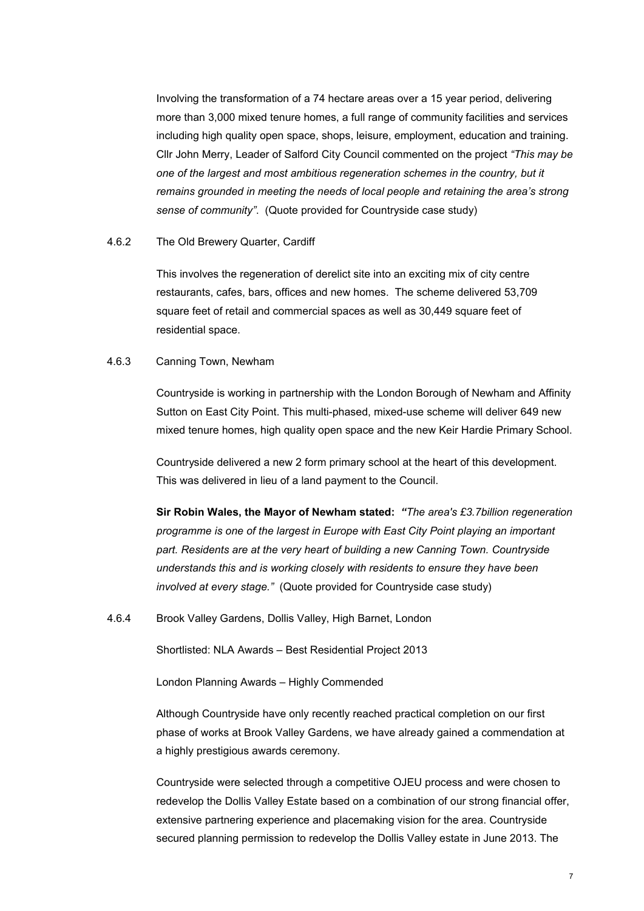Involving the transformation of a 74 hectare areas over a 15 year period, delivering more than 3,000 mixed tenure homes, a full range of community facilities and services including high quality open space, shops, leisure, employment, education and training. Cllr John Merry, Leader of Salford City Council commented on the project *"This may be one of the largest and most ambitious regeneration schemes in the country, but it remains grounded in meeting the needs of local people and retaining the area's strong sense of community"*. (Quote provided for Countryside case study)

4.6.2 The Old Brewery Quarter, Cardiff

This involves the regeneration of derelict site into an exciting mix of city centre restaurants, cafes, bars, offices and new homes. The scheme delivered 53,709 square feet of retail and commercial spaces as well as 30,449 square feet of residential space.

4.6.3 Canning Town, Newham

Countryside is working in partnership with the London Borough of Newham and Affinity Sutton on East City Point. This multi-phased, mixed-use scheme will deliver 649 new mixed tenure homes, high quality open space and the new Keir Hardie Primary School.

Countryside delivered a new 2 form primary school at the heart of this development. This was delivered in lieu of a land payment to the Council.

**Sir Robin Wales, the Mayor of Newham stated:** ***"****The area's £3.7billion regeneration programme is one of the largest in Europe with East City Point playing an important part. Residents are at the very heart of building a new Canning Town. Countryside understands this and is working closely with residents to ensure they have been involved at every stage."* (Quote provided for Countryside case study)

4.6.4 Brook Valley Gardens, Dollis Valley, High Barnet, London

Shortlisted: NLA Awards – Best Residential Project 2013

London Planning Awards – Highly Commended

Although Countryside have only recently reached practical completion on our first phase of works at Brook Valley Gardens, we have already gained a commendation at a highly prestigious awards ceremony.

Countryside were selected through a competitive OJEU process and were chosen to redevelop the Dollis Valley Estate based on a combination of our strong financial offer, extensive partnering experience and placemaking vision for the area. Countryside secured planning permission to redevelop the Dollis Valley estate in June 2013. The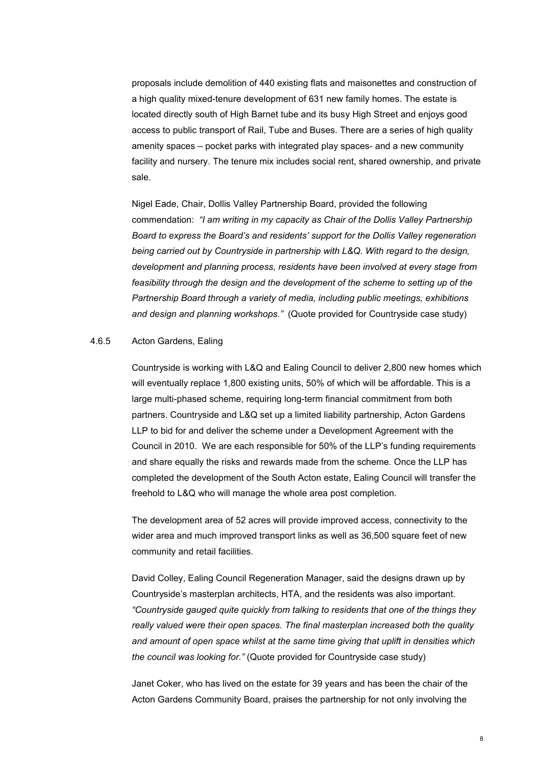proposals include demolition of 440 existing flats and maisonettes and construction of a high quality mixed-tenure development of 631 new family homes. The estate is located directly south of High Barnet tube and its busy High Street and enjoys good access to public transport of Rail, Tube and Buses. There are a series of high quality amenity spaces – pocket parks with integrated play spaces- and a new community facility and nursery. The tenure mix includes social rent, shared ownership, and private sale.

Nigel Eade, Chair, Dollis Valley Partnership Board, provided the following commendation: *"I am writing in my capacity as Chair of the Dollis Valley Partnership Board to express the Board's and residents' support for the Dollis Valley regeneration being carried out by Countryside in partnership with L&Q. With regard to the design, development and planning process, residents have been involved at every stage from feasibility through the design and the development of the scheme to setting up of the Partnership Board through a variety of media, including public meetings, exhibitions and design and planning workshops."* (Quote provided for Countryside case study)

4.6.5 Acton Gardens, Ealing

Countryside is working with L&Q and Ealing Council to deliver 2,800 new homes which will eventually replace 1,800 existing units, 50% of which will be affordable. This is a large multi-phased scheme, requiring long-term financial commitment from both partners. Countryside and L&Q set up a limited liability partnership, Acton Gardens LLP to bid for and deliver the scheme under a Development Agreement with the Council in 2010. We are each responsible for 50% of the LLP's funding requirements and share equally the risks and rewards made from the scheme. Once the LLP has completed the development of the South Acton estate, Ealing Council will transfer the freehold to L&Q who will manage the whole area post completion.

The development area of 52 acres will provide improved access, connectivity to the wider area and much improved transport links as well as 36,500 square feet of new community and retail facilities.

David Colley, Ealing Council Regeneration Manager, said the designs drawn up by Countryside's masterplan architects, HTA, and the residents was also important. *"Countryside gauged quite quickly from talking to residents that one of the things they really valued were their open spaces. The final masterplan increased both the quality and amount of open space whilst at the same time giving that uplift in densities which the council was looking for."* (Quote provided for Countryside case study)

Janet Coker, who has lived on the estate for 39 years and has been the chair of the Acton Gardens Community Board, praises the partnership for not only involving the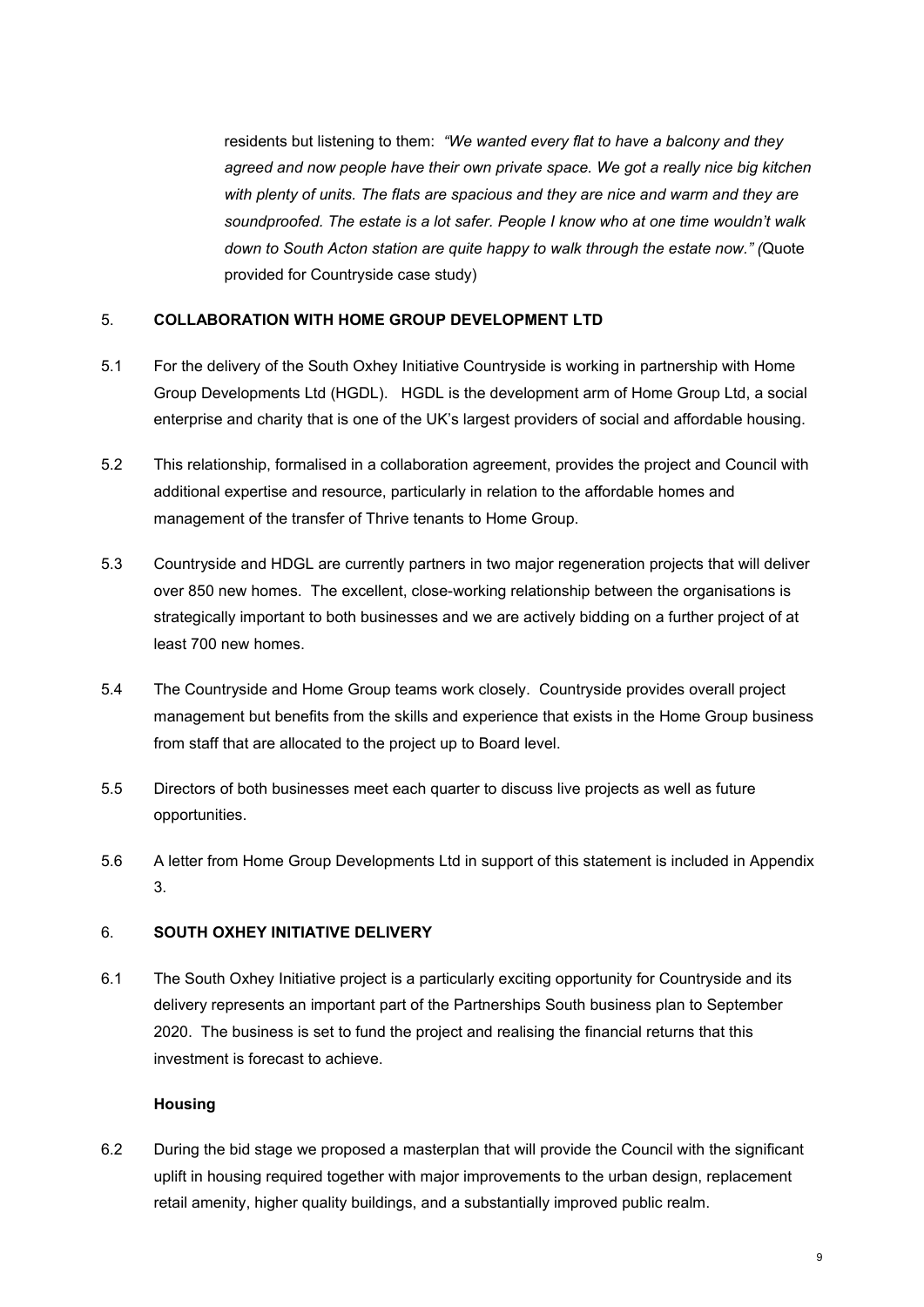residents but listening to them: *"We wanted every flat to have a balcony and they agreed and now people have their own private space. We got a really nice big kitchen with plenty of units. The flats are spacious and they are nice and warm and they are soundproofed. The estate is a lot safer. People I know who at one time wouldn't walk down to South Acton station are quite happy to walk through the estate now." (*Quote provided for Countryside case study)

## 5. COLLABORATION WITH HOME GROUP DEVELOPMENT LTD

5.1 For the delivery of the South Oxhey Initiative Countryside is working in partnership with Home Group Developments Ltd (HGDL). HGDL is the development arm of Home Group Ltd, a social enterprise and charity that is one of the UK's largest providers of social and affordable housing.

5.2 This relationship, formalised in a collaboration agreement, provides the project and Council with additional expertise and resource, particularly in relation to the affordable homes and management of the transfer of Thrive tenants to Home Group.

5.3 Countryside and HDGL are currently partners in two major regeneration projects that will deliver over 850 new homes. The excellent, close-working relationship between the organisations is strategically important to both businesses and we are actively bidding on a further project of at least 700 new homes.

5.4 The Countryside and Home Group teams work closely. Countryside provides overall project management but benefits from the skills and experience that exists in the Home Group business from staff that are allocated to the project up to Board level.

5.5 Directors of both businesses meet each quarter to discuss live projects as well as future opportunities.

5.6 A letter from Home Group Developments Ltd in support of this statement is included in Appendix 3.

## 6. SOUTH OXHEY INITIATIVE DELIVERY

6.1 The South Oxhey Initiative project is a particularly exciting opportunity for Countryside and its delivery represents an important part of the Partnerships South business plan to September 2020. The business is set to fund the project and realising the financial returns that this investment is forecast to achieve.

### Housing

6.2 During the bid stage we proposed a masterplan that will provide the Council with the significant uplift in housing required together with major improvements to the urban design, replacement retail amenity, higher quality buildings, and a substantially improved public realm.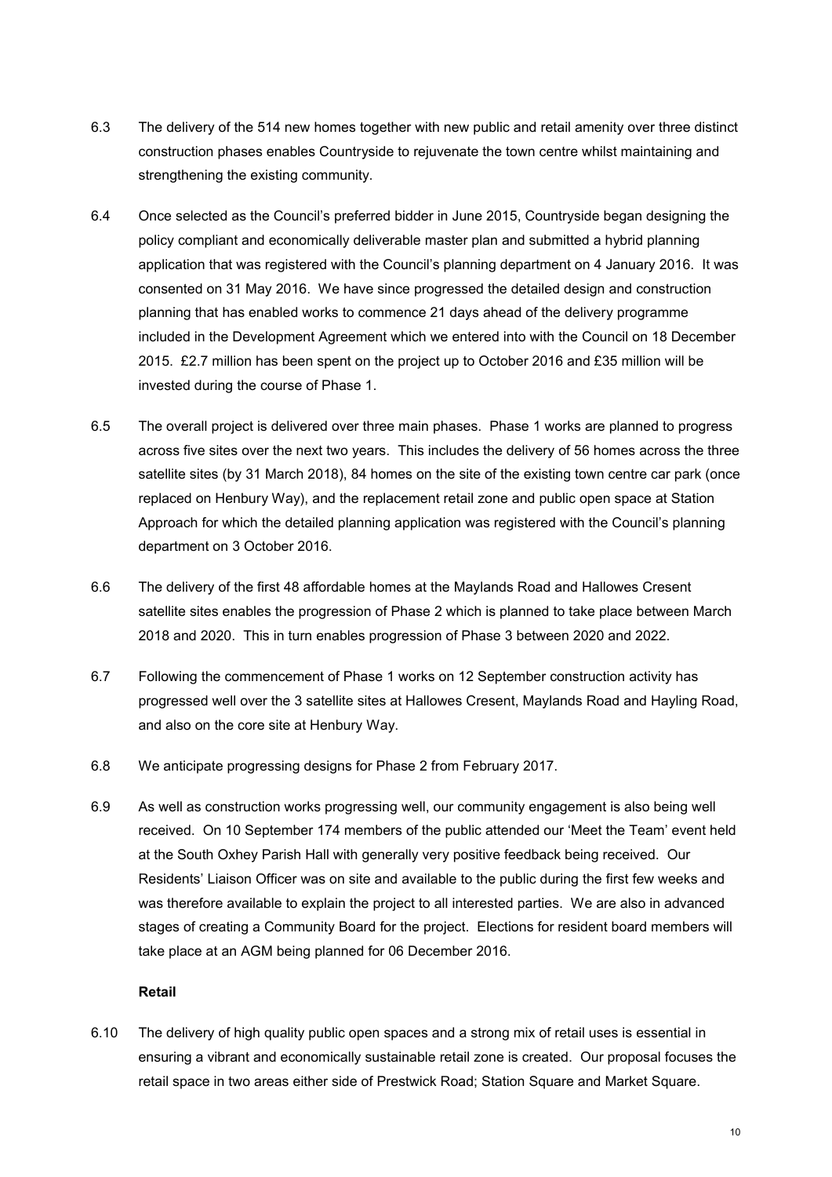6.3 The delivery of the 514 new homes together with new public and retail amenity over three distinct construction phases enables Countryside to rejuvenate the town centre whilst maintaining and strengthening the existing community.

6.4 Once selected as the Council's preferred bidder in June 2015, Countryside began designing the policy compliant and economically deliverable master plan and submitted a hybrid planning application that was registered with the Council's planning department on 4 January 2016. It was consented on 31 May 2016. We have since progressed the detailed design and construction planning that has enabled works to commence 21 days ahead of the delivery programme included in the Development Agreement which we entered into with the Council on 18 December 2015. £2.7 million has been spent on the project up to October 2016 and £35 million will be invested during the course of Phase 1.

6.5 The overall project is delivered over three main phases. Phase 1 works are planned to progress across five sites over the next two years. This includes the delivery of 56 homes across the three satellite sites (by 31 March 2018), 84 homes on the site of the existing town centre car park (once replaced on Henbury Way), and the replacement retail zone and public open space at Station Approach for which the detailed planning application was registered with the Council's planning department on 3 October 2016.

6.6 The delivery of the first 48 affordable homes at the Maylands Road and Hallowes Cresent satellite sites enables the progression of Phase 2 which is planned to take place between March 2018 and 2020. This in turn enables progression of Phase 3 between 2020 and 2022.

6.7 Following the commencement of Phase 1 works on 12 September construction activity has progressed well over the 3 satellite sites at Hallowes Cresent, Maylands Road and Hayling Road, and also on the core site at Henbury Way.

6.8 We anticipate progressing designs for Phase 2 from February 2017.

6.9 As well as construction works progressing well, our community engagement is also being well received. On 10 September 174 members of the public attended our 'Meet the Team' event held at the South Oxhey Parish Hall with generally very positive feedback being received. Our Residents' Liaison Officer was on site and available to the public during the first few weeks and was therefore available to explain the project to all interested parties. We are also in advanced stages of creating a Community Board for the project. Elections for resident board members will take place at an AGM being planned for 06 December 2016.

**Retail**

6.10 The delivery of high quality public open spaces and a strong mix of retail uses is essential in ensuring a vibrant and economically sustainable retail zone is created. Our proposal focuses the retail space in two areas either side of Prestwick Road; Station Square and Market Square.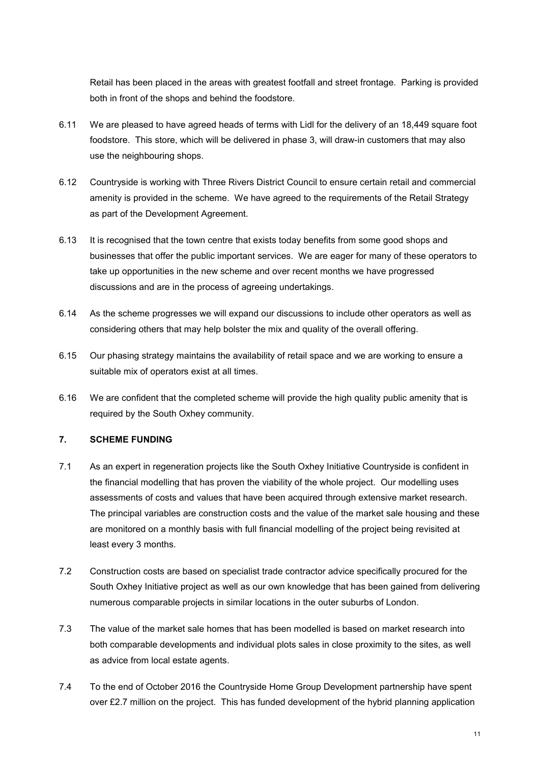Retail has been placed in the areas with greatest footfall and street frontage. Parking is provided both in front of the shops and behind the foodstore.

6.11 We are pleased to have agreed heads of terms with Lidl for the delivery of an 18,449 square foot foodstore. This store, which will be delivered in phase 3, will draw-in customers that may also use the neighbouring shops.

6.12 Countryside is working with Three Rivers District Council to ensure certain retail and commercial amenity is provided in the scheme. We have agreed to the requirements of the Retail Strategy as part of the Development Agreement.

6.13 It is recognised that the town centre that exists today benefits from some good shops and businesses that offer the public important services. We are eager for many of these operators to take up opportunities in the new scheme and over recent months we have progressed discussions and are in the process of agreeing undertakings.

6.14 As the scheme progresses we will expand our discussions to include other operators as well as considering others that may help bolster the mix and quality of the overall offering.

6.15 Our phasing strategy maintains the availability of retail space and we are working to ensure a suitable mix of operators exist at all times.

6.16 We are confident that the completed scheme will provide the high quality public amenity that is required by the South Oxhey community.

## 7. SCHEME FUNDING

7.1 As an expert in regeneration projects like the South Oxhey Initiative Countryside is confident in the financial modelling that has proven the viability of the whole project. Our modelling uses assessments of costs and values that have been acquired through extensive market research. The principal variables are construction costs and the value of the market sale housing and these are monitored on a monthly basis with full financial modelling of the project being revisited at least every 3 months.

7.2 Construction costs are based on specialist trade contractor advice specifically procured for the South Oxhey Initiative project as well as our own knowledge that has been gained from delivering numerous comparable projects in similar locations in the outer suburbs of London.

7.3 The value of the market sale homes that has been modelled is based on market research into both comparable developments and individual plots sales in close proximity to the sites, as well as advice from local estate agents.

7.4 To the end of October 2016 the Countryside Home Group Development partnership have spent over £2.7 million on the project. This has funded development of the hybrid planning application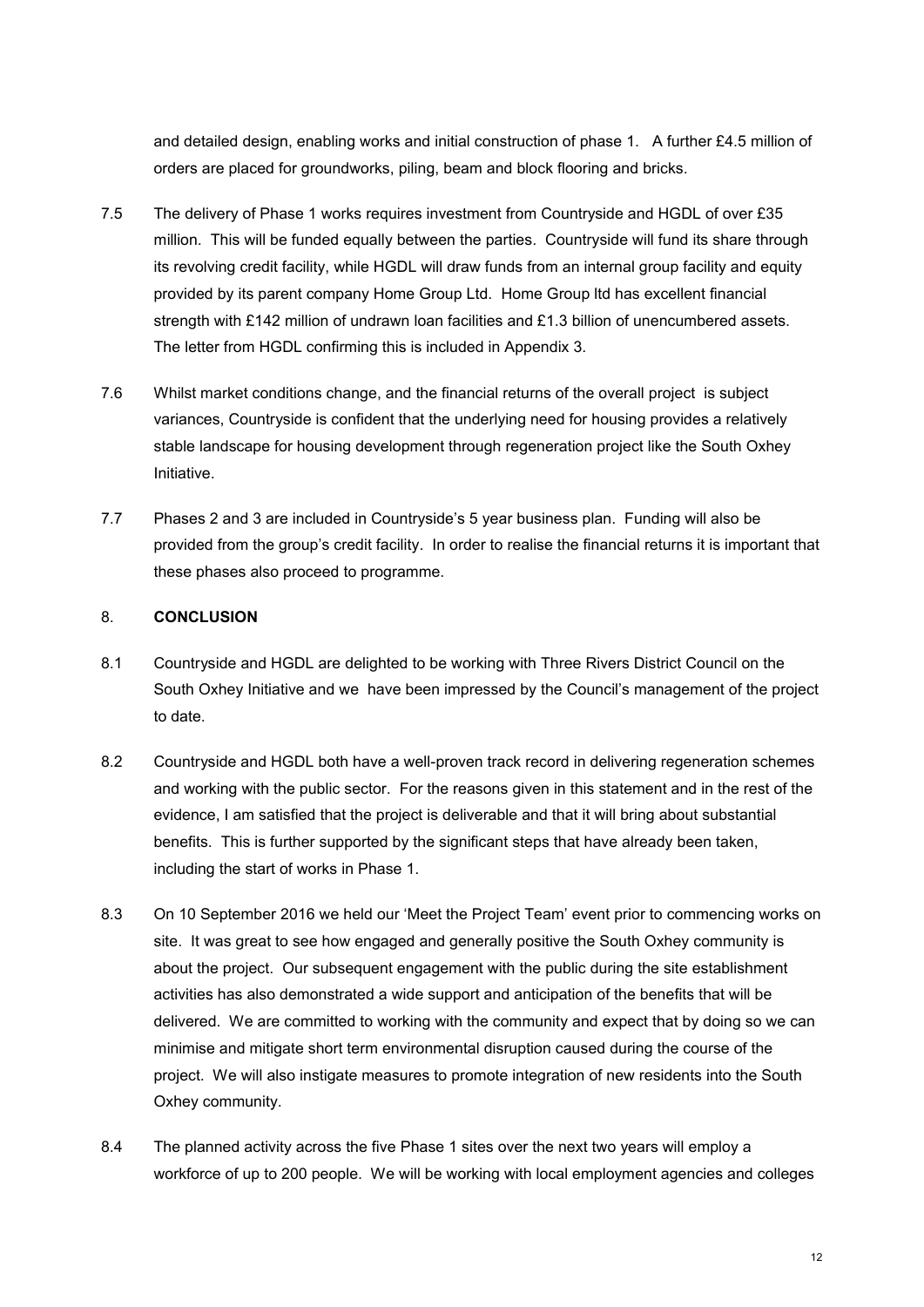and detailed design, enabling works and initial construction of phase 1. A further £4.5 million of orders are placed for groundworks, piling, beam and block flooring and bricks.

7.5 The delivery of Phase 1 works requires investment from Countryside and HGDL of over £35 million. This will be funded equally between the parties. Countryside will fund its share through its revolving credit facility, while HGDL will draw funds from an internal group facility and equity provided by its parent company Home Group Ltd. Home Group ltd has excellent financial strength with £142 million of undrawn loan facilities and £1.3 billion of unencumbered assets. The letter from HGDL confirming this is included in Appendix 3.

7.6 Whilst market conditions change, and the financial returns of the overall project is subject variances, Countryside is confident that the underlying need for housing provides a relatively stable landscape for housing development through regeneration project like the South Oxhey Initiative.

7.7 Phases 2 and 3 are included in Countryside's 5 year business plan. Funding will also be provided from the group's credit facility. In order to realise the financial returns it is important that these phases also proceed to programme.

## 8. CONCLUSION

8.1 Countryside and HGDL are delighted to be working with Three Rivers District Council on the South Oxhey Initiative and we have been impressed by the Council's management of the project to date.

8.2 Countryside and HGDL both have a well-proven track record in delivering regeneration schemes and working with the public sector. For the reasons given in this statement and in the rest of the evidence, I am satisfied that the project is deliverable and that it will bring about substantial benefits. This is further supported by the significant steps that have already been taken, including the start of works in Phase 1.

8.3 On 10 September 2016 we held our 'Meet the Project Team' event prior to commencing works on site. It was great to see how engaged and generally positive the South Oxhey community is about the project. Our subsequent engagement with the public during the site establishment activities has also demonstrated a wide support and anticipation of the benefits that will be delivered. We are committed to working with the community and expect that by doing so we can minimise and mitigate short term environmental disruption caused during the course of the project. We will also instigate measures to promote integration of new residents into the South Oxhey community.

8.4 The planned activity across the five Phase 1 sites over the next two years will employ a workforce of up to 200 people. We will be working with local employment agencies and colleges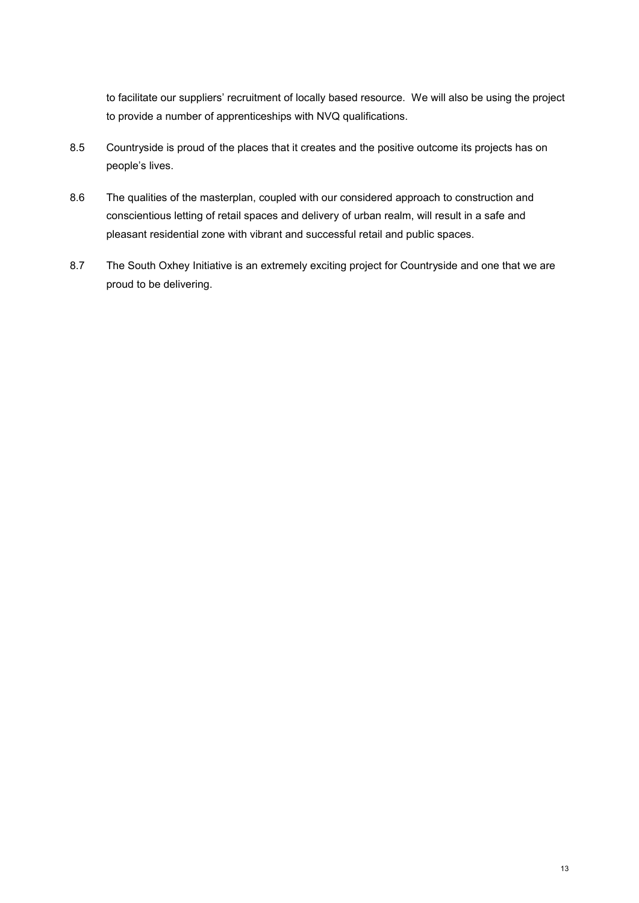to facilitate our suppliers' recruitment of locally based resource. We will also be using the project to provide a number of apprenticeships with NVQ qualifications.

8.5 Countryside is proud of the places that it creates and the positive outcome its projects has on people's lives.

8.6 The qualities of the masterplan, coupled with our considered approach to construction and conscientious letting of retail spaces and delivery of urban realm, will result in a safe and pleasant residential zone with vibrant and successful retail and public spaces.

8.7 The South Oxhey Initiative is an extremely exciting project for Countryside and one that we are proud to be delivering.